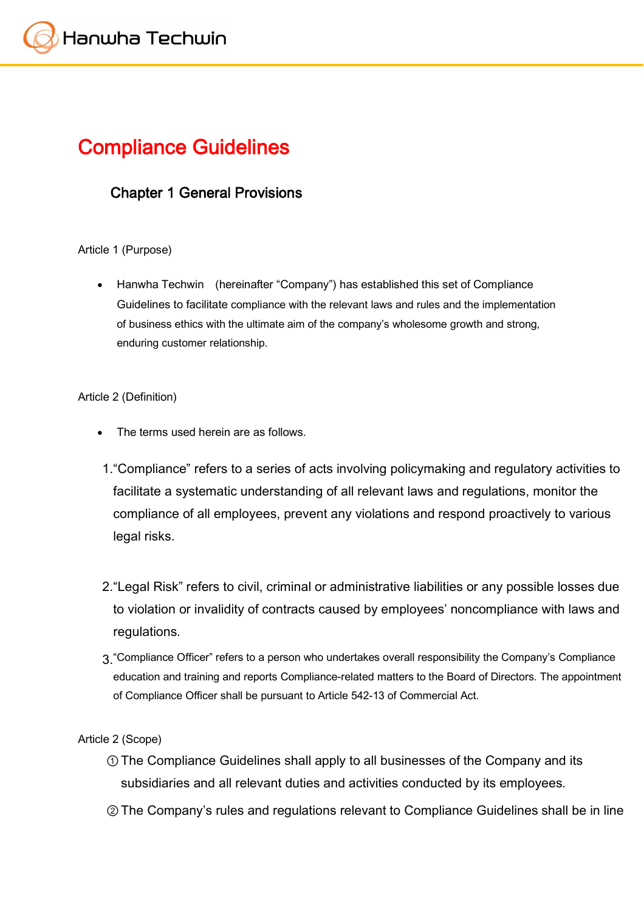# Compliance Guidelines

## Chapter 1 General Provisions

Article 1 (Purpose)

- Hanwha Techwin (hereinafter "Company") has established this set of Compliance Guidelines to facilitate compliance with the relevant laws and rules and the implementation of business ethics with the ultimate aim of the company's wholesome growth and strong, enduring customer relationship.

Article 2 (Definition)

- The terms used herein are as follows.

1. "Compliance" refers to a series of acts involving policymaking and regulatory activities to facilitate a systematic understanding of all relevant laws and regulations, monitor the compliance of all employees, prevent any violations and respond proactively to various legal risks.

2. "Legal Risk" refers to civil, criminal or administrative liabilities or any possible losses due to violation or invalidity of contracts caused by employees' noncompliance with laws and regulations.

3. "Compliance Officer" refers to a person who undertakes overall responsibility the Company's Compliance education and training and reports Compliance-related matters to the Board of Directors. The appointment of Compliance Officer shall be pursuant to Article 542-13 of Commercial Act.

Article 2 (Scope)

① The Compliance Guidelines shall apply to all businesses of the Company and its subsidiaries and all relevant duties and activities conducted by its employees.

② The Company's rules and regulations relevant to Compliance Guidelines shall be in line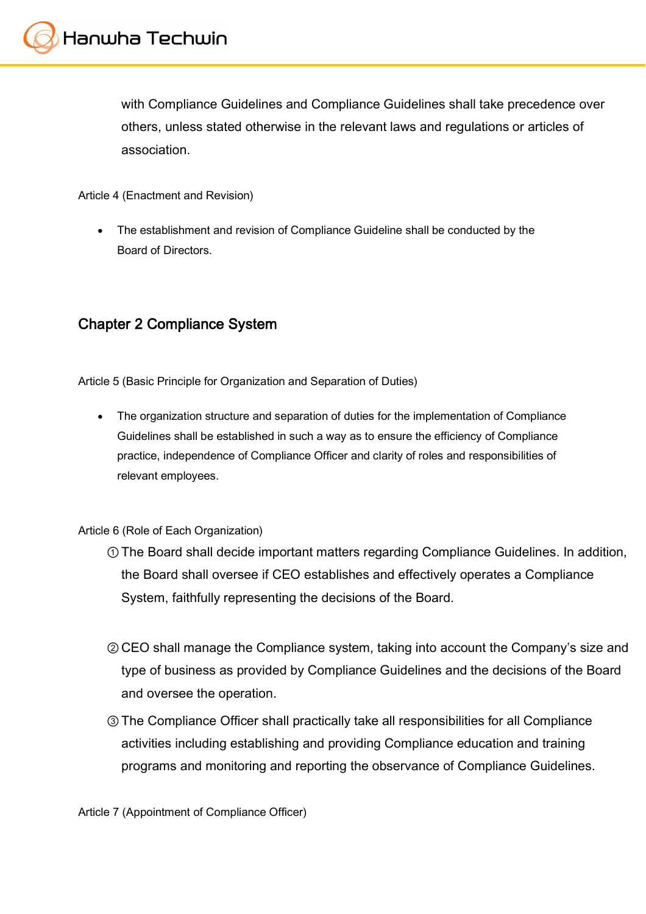with Compliance Guidelines and Compliance Guidelines shall take precedence over others, unless stated otherwise in the relevant laws and regulations or articles of association.

Article 4 (Enactment and Revision)

- The establishment and revision of Compliance Guideline shall be conducted by the Board of Directors.

## Chapter 2 Compliance System

Article 5 (Basic Principle for Organization and Separation of Duties)

- The organization structure and separation of duties for the implementation of Compliance Guidelines shall be established in such a way as to ensure the efficiency of Compliance practice, independence of Compliance Officer and clarity of roles and responsibilities of relevant employees.

Article 6 (Role of Each Organization)

① The Board shall decide important matters regarding Compliance Guidelines. In addition, the Board shall oversee if CEO establishes and effectively operates a Compliance System, faithfully representing the decisions of the Board.

② CEO shall manage the Compliance system, taking into account the Company's size and type of business as provided by Compliance Guidelines and the decisions of the Board and oversee the operation.

③ The Compliance Officer shall practically take all responsibilities for all Compliance activities including establishing and providing Compliance education and training programs and monitoring and reporting the observance of Compliance Guidelines.

Article 7 (Appointment of Compliance Officer)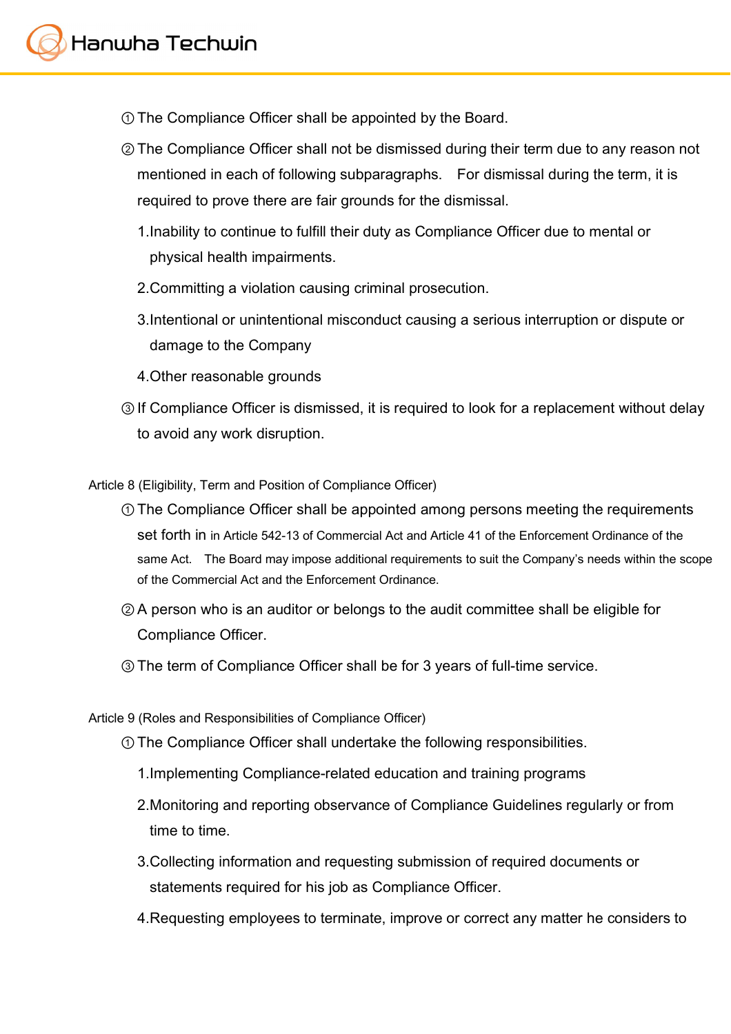① The Compliance Officer shall be appointed by the Board.

② The Compliance Officer shall not be dismissed during their term due to any reason not mentioned in each of following subparagraphs.  For dismissal during the term, it is required to prove there are fair grounds for the dismissal.

1. Inability to continue to fulfill their duty as Compliance Officer due to mental or physical health impairments.
2. Committing a violation causing criminal prosecution.
3. Intentional or unintentional misconduct causing a serious interruption or dispute or damage to the Company
4. Other reasonable grounds

③ If Compliance Officer is dismissed, it is required to look for a replacement without delay to avoid any work disruption.

Article 8 (Eligibility, Term and Position of Compliance Officer)

① The Compliance Officer shall be appointed among persons meeting the requirements set forth in in Article 542-13 of Commercial Act and Article 41 of the Enforcement Ordinance of the same Act.  The Board may impose additional requirements to suit the Company's needs within the scope of the Commercial Act and the Enforcement Ordinance.

② A person who is an auditor or belongs to the audit committee shall be eligible for Compliance Officer.

③ The term of Compliance Officer shall be for 3 years of full-time service.

Article 9 (Roles and Responsibilities of Compliance Officer)

① The Compliance Officer shall undertake the following responsibilities.

1. Implementing Compliance-related education and training programs
2. Monitoring and reporting observance of Compliance Guidelines regularly or from time to time.
3. Collecting information and requesting submission of required documents or statements required for his job as Compliance Officer.
4. Requesting employees to terminate, improve or correct any matter he considers to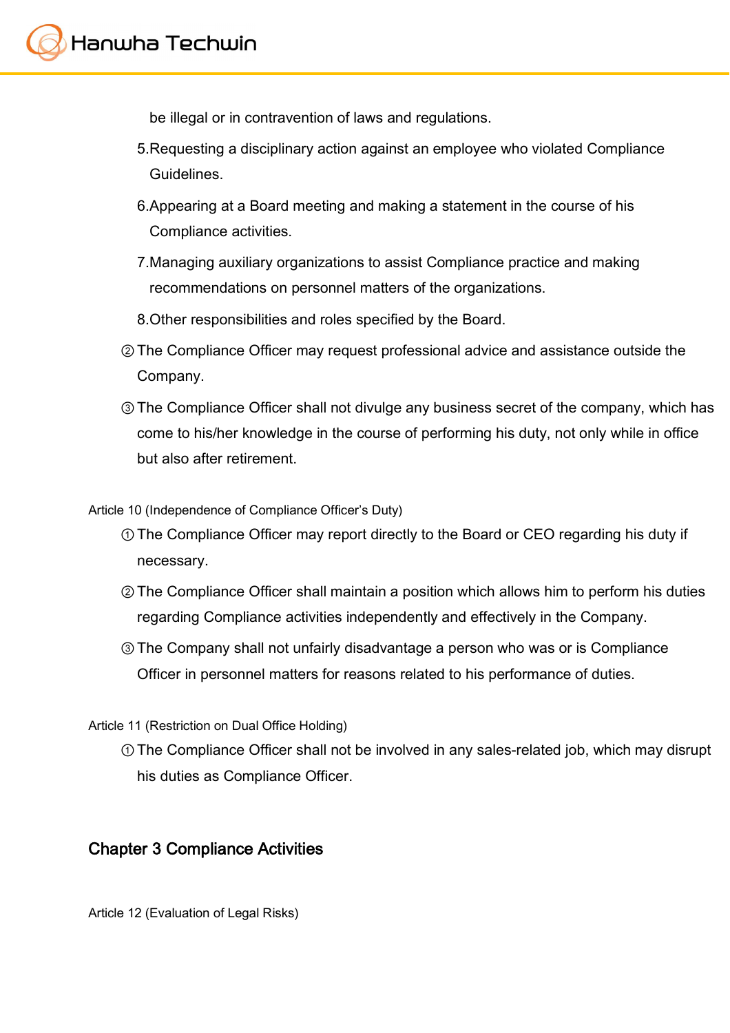be illegal or in contravention of laws and regulations.

5.Requesting a disciplinary action against an employee who violated Compliance Guidelines.

6.Appearing at a Board meeting and making a statement in the course of his Compliance activities.

7.Managing auxiliary organizations to assist Compliance practice and making recommendations on personnel matters of the organizations.

8.Other responsibilities and roles specified by the Board.

② The Compliance Officer may request professional advice and assistance outside the Company.

③ The Compliance Officer shall not divulge any business secret of the company, which has come to his/her knowledge in the course of performing his duty, not only while in office but also after retirement.

Article 10 (Independence of Compliance Officer's Duty)

① The Compliance Officer may report directly to the Board or CEO regarding his duty if necessary.

② The Compliance Officer shall maintain a position which allows him to perform his duties regarding Compliance activities independently and effectively in the Company.

③ The Company shall not unfairly disadvantage a person who was or is Compliance Officer in personnel matters for reasons related to his performance of duties.

Article 11 (Restriction on Dual Office Holding)

① The Compliance Officer shall not be involved in any sales-related job, which may disrupt his duties as Compliance Officer.

## Chapter 3 Compliance Activities

Article 12 (Evaluation of Legal Risks)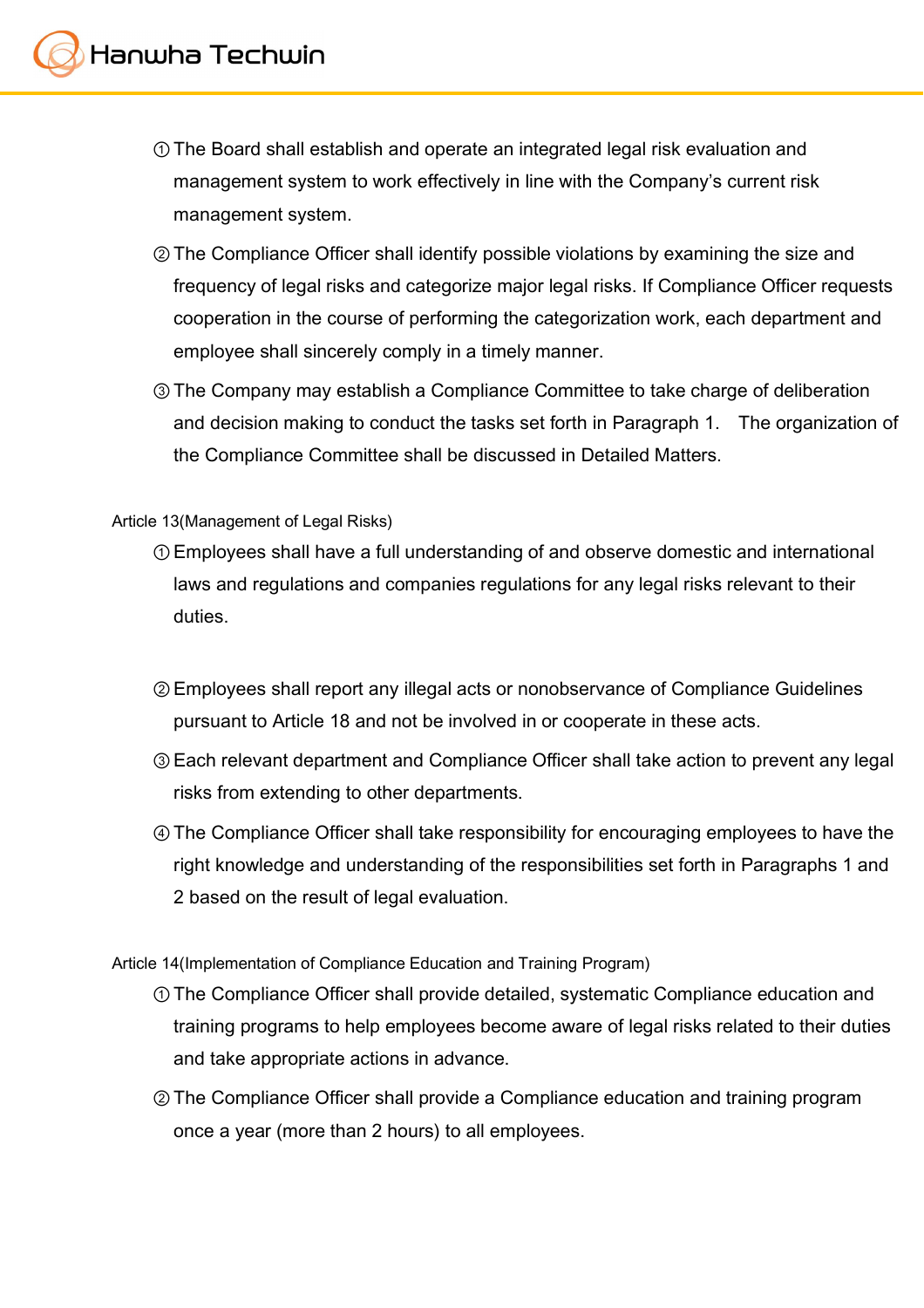① The Board shall establish and operate an integrated legal risk evaluation and management system to work effectively in line with the Company's current risk management system.

② The Compliance Officer shall identify possible violations by examining the size and frequency of legal risks and categorize major legal risks. If Compliance Officer requests cooperation in the course of performing the categorization work, each department and employee shall sincerely comply in a timely manner.

③ The Company may establish a Compliance Committee to take charge of deliberation and decision making to conduct the tasks set forth in Paragraph 1. The organization of the Compliance Committee shall be discussed in Detailed Matters.

Article 13(Management of Legal Risks)

① Employees shall have a full understanding of and observe domestic and international laws and regulations and companies regulations for any legal risks relevant to their duties.

② Employees shall report any illegal acts or nonobservance of Compliance Guidelines pursuant to Article 18 and not be involved in or cooperate in these acts.

③ Each relevant department and Compliance Officer shall take action to prevent any legal risks from extending to other departments.

④ The Compliance Officer shall take responsibility for encouraging employees to have the right knowledge and understanding of the responsibilities set forth in Paragraphs 1 and 2 based on the result of legal evaluation.

Article 14(Implementation of Compliance Education and Training Program)

① The Compliance Officer shall provide detailed, systematic Compliance education and training programs to help employees become aware of legal risks related to their duties and take appropriate actions in advance.

② The Compliance Officer shall provide a Compliance education and training program once a year (more than 2 hours) to all employees.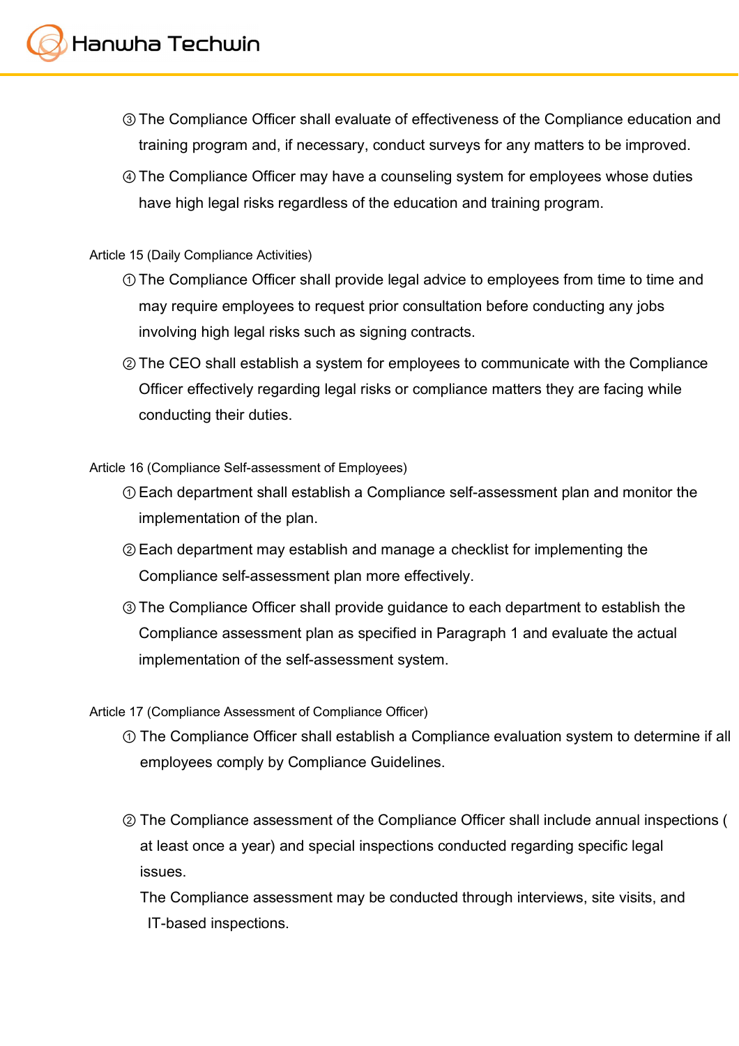③ The Compliance Officer shall evaluate of effectiveness of the Compliance education and training program and, if necessary, conduct surveys for any matters to be improved.

④ The Compliance Officer may have a counseling system for employees whose duties have high legal risks regardless of the education and training program.

Article 15 (Daily Compliance Activities)

① The Compliance Officer shall provide legal advice to employees from time to time and may require employees to request prior consultation before conducting any jobs involving high legal risks such as signing contracts.

② The CEO shall establish a system for employees to communicate with the Compliance Officer effectively regarding legal risks or compliance matters they are facing while conducting their duties.

Article 16 (Compliance Self-assessment of Employees)

① Each department shall establish a Compliance self-assessment plan and monitor the implementation of the plan.

② Each department may establish and manage a checklist for implementing the Compliance self-assessment plan more effectively.

③ The Compliance Officer shall provide guidance to each department to establish the Compliance assessment plan as specified in Paragraph 1 and evaluate the actual implementation of the self-assessment system.

Article 17 (Compliance Assessment of Compliance Officer)

① The Compliance Officer shall establish a Compliance evaluation system to determine if all employees comply by Compliance Guidelines.

② The Compliance assessment of the Compliance Officer shall include annual inspections ( at least once a year) and special inspections conducted regarding specific legal issues.
The Compliance assessment may be conducted through interviews, site visits, and IT-based inspections.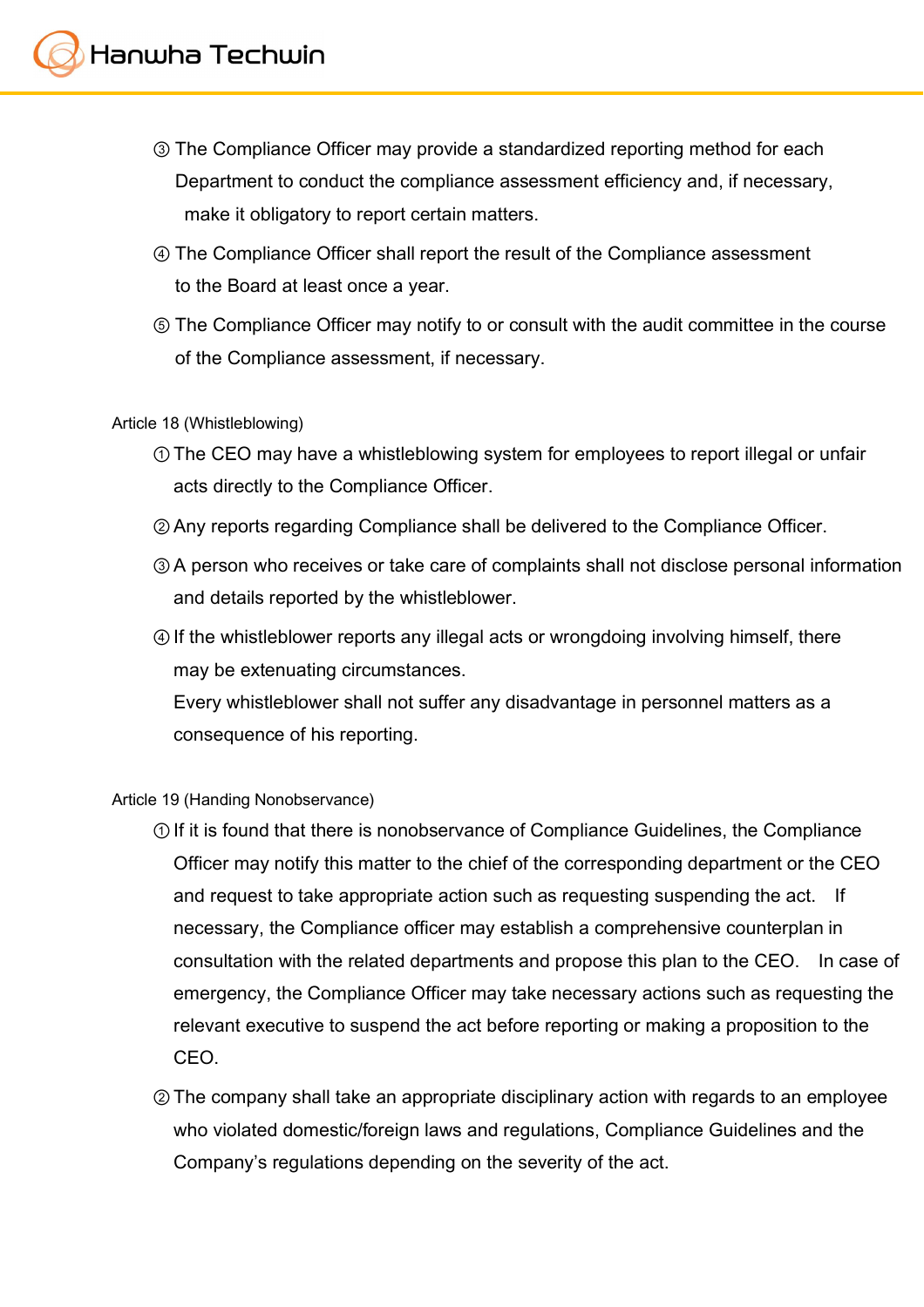③ The Compliance Officer may provide a standardized reporting method for each Department to conduct the compliance assessment efficiency and, if necessary, make it obligatory to report certain matters.

④ The Compliance Officer shall report the result of the Compliance assessment to the Board at least once a year.

⑤ The Compliance Officer may notify to or consult with the audit committee in the course of the Compliance assessment, if necessary.

Article 18 (Whistleblowing)

① The CEO may have a whistleblowing system for employees to report illegal or unfair acts directly to the Compliance Officer.

② Any reports regarding Compliance shall be delivered to the Compliance Officer.

③ A person who receives or take care of complaints shall not disclose personal information and details reported by the whistleblower.

④ If the whistleblower reports any illegal acts or wrongdoing involving himself, there may be extenuating circumstances.
Every whistleblower shall not suffer any disadvantage in personnel matters as a consequence of his reporting.

Article 19 (Handing Nonobservance)

① If it is found that there is nonobservance of Compliance Guidelines, the Compliance Officer may notify this matter to the chief of the corresponding department or the CEO and request to take appropriate action such as requesting suspending the act. If necessary, the Compliance officer may establish a comprehensive counterplan in consultation with the related departments and propose this plan to the CEO. In case of emergency, the Compliance Officer may take necessary actions such as requesting the relevant executive to suspend the act before reporting or making a proposition to the CEO.

② The company shall take an appropriate disciplinary action with regards to an employee who violated domestic/foreign laws and regulations, Compliance Guidelines and the Company's regulations depending on the severity of the act.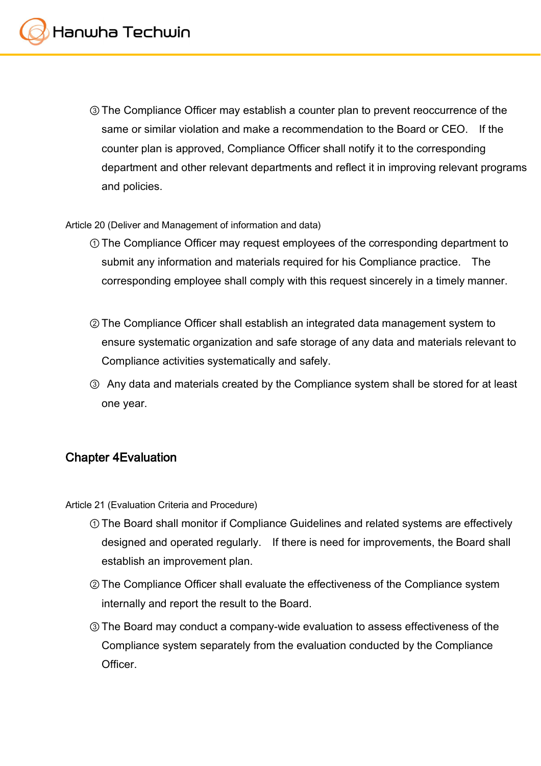③ The Compliance Officer may establish a counter plan to prevent reoccurrence of the same or similar violation and make a recommendation to the Board or CEO.  If the counter plan is approved, Compliance Officer shall notify it to the corresponding department and other relevant departments and reflect it in improving relevant programs and policies.

Article 20 (Deliver and Management of information and data)

① The Compliance Officer may request employees of the corresponding department to submit any information and materials required for his Compliance practice.  The corresponding employee shall comply with this request sincerely in a timely manner.

② The Compliance Officer shall establish an integrated data management system to ensure systematic organization and safe storage of any data and materials relevant to Compliance activities systematically and safely.

③ Any data and materials created by the Compliance system shall be stored for at least one year.

## Chapter 4Evaluation

Article 21 (Evaluation Criteria and Procedure)

① The Board shall monitor if Compliance Guidelines and related systems are effectively designed and operated regularly.  If there is need for improvements, the Board shall establish an improvement plan.

② The Compliance Officer shall evaluate the effectiveness of the Compliance system internally and report the result to the Board.

③ The Board may conduct a company-wide evaluation to assess effectiveness of the Compliance system separately from the evaluation conducted by the Compliance Officer.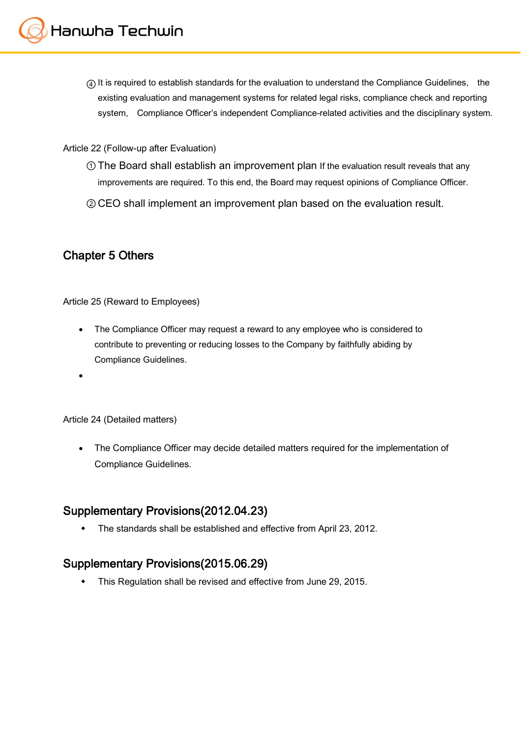④ It is required to establish standards for the evaluation to understand the Compliance Guidelines, the existing evaluation and management systems for related legal risks, compliance check and reporting system, Compliance Officer's independent Compliance-related activities and the disciplinary system.

Article 22 (Follow-up after Evaluation)

① The Board shall establish an improvement plan If the evaluation result reveals that any improvements are required. To this end, the Board may request opinions of Compliance Officer.

② CEO shall implement an improvement plan based on the evaluation result.

## Chapter 5 Others

Article 25 (Reward to Employees)

- The Compliance Officer may request a reward to any employee who is considered to contribute to preventing or reducing losses to the Company by faithfully abiding by Compliance Guidelines.
-

Article 24 (Detailed matters)

- The Compliance Officer may decide detailed matters required for the implementation of Compliance Guidelines.

## Supplementary Provisions(2012.04.23)

- The standards shall be established and effective from April 23, 2012.

## Supplementary Provisions(2015.06.29)

- This Regulation shall be revised and effective from June 29, 2015.